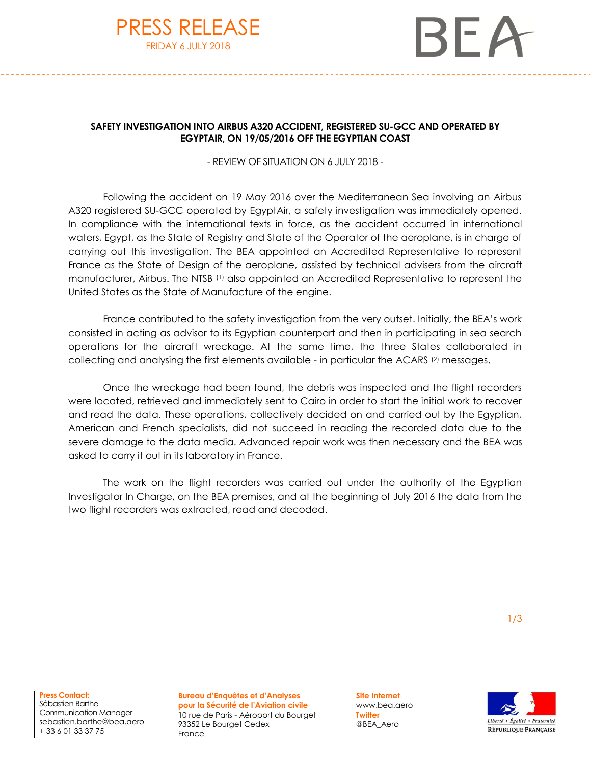# PRESS RELEASE

FRIDAY 6 JULY 2018

BEA

**SAFETY INVESTIGATION INTO AIRBUS A320 ACCIDENT, REGISTERED SU-GCC AND OPERATED BY EGYPTAIR, ON 19/05/2016 OFF THE EGYPTIAN COAST**

- REVIEW OF SITUATION ON 6 JULY 2018 -

Following the accident on 19 May 2016 over the Mediterranean Sea involving an Airbus A320 registered SU-GCC operated by EgyptAir, a safety investigation was immediately opened. In compliance with the international texts in force, as the accident occurred in international waters, Egypt, as the State of Registry and State of the Operator of the aeroplane, is in charge of carrying out this investigation. The BEA appointed an Accredited Representative to represent France as the State of Design of the aeroplane, assisted by technical advisers from the aircraft manufacturer, Airbus. The NTSB (1) also appointed an Accredited Representative to represent the United States as the State of Manufacture of the engine.

France contributed to the safety investigation from the very outset. Initially, the BEA's work consisted in acting as advisor to its Egyptian counterpart and then in participating in sea search operations for the aircraft wreckage. At the same time, the three States collaborated in collecting and analysing the first elements available - in particular the ACARS (2) messages.

Once the wreckage had been found, the debris was inspected and the flight recorders were located, retrieved and immediately sent to Cairo in order to start the initial work to recover and read the data. These operations, collectively decided on and carried out by the Egyptian, American and French specialists, did not succeed in reading the recorded data due to the severe damage to the data media. Advanced repair work was then necessary and the BEA was asked to carry it out in its laboratory in France.

The work on the flight recorders was carried out under the authority of the Egyptian Investigator In Charge, on the BEA premises, and at the beginning of July 2016 the data from the two flight recorders was extracted, read and decoded.

**Press Contact:**
Sébastien Barthe
Communication Manager
sebastien.barthe@bea.aero
+ 33 6 01 33 37 75

**Bureau d'Enquêtes et d'Analyses pour la Sécurité de l'Aviation civile**
10 rue de Paris - Aéroport du Bourget
93352 Le Bourget Cedex
France

**Site Internet**
www.bea.aero
**Twitter**
@BEA_Aero

Liberté • Égalité • Fraternité
RÉPUBLIQUE FRANÇAISE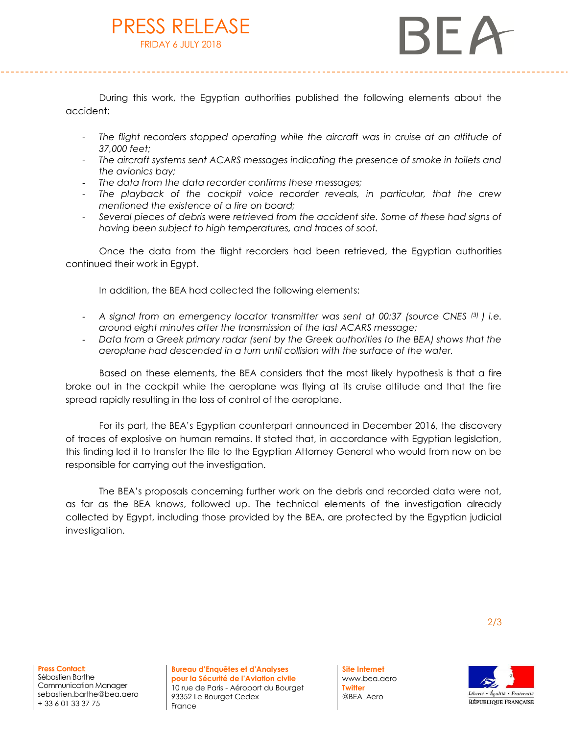During this work, the Egyptian authorities published the following elements about the accident:

- *The flight recorders stopped operating while the aircraft was in cruise at an altitude of 37,000 feet;*
- *The aircraft systems sent ACARS messages indicating the presence of smoke in toilets and the avionics bay;*
- *The data from the data recorder confirms these messages;*
- *The playback of the cockpit voice recorder reveals, in particular, that the crew mentioned the existence of a fire on board;*
- *Several pieces of debris were retrieved from the accident site. Some of these had signs of having been subject to high temperatures, and traces of soot.*

Once the data from the flight recorders had been retrieved, the Egyptian authorities continued their work in Egypt.

In addition, the BEA had collected the following elements:

- *A signal from an emergency locator transmitter was sent at 00:37 (source CNES [3] ) i.e. around eight minutes after the transmission of the last ACARS message;*
- *Data from a Greek primary radar (sent by the Greek authorities to the BEA) shows that the aeroplane had descended in a turn until collision with the surface of the water.*

Based on these elements, the BEA considers that the most likely hypothesis is that a fire broke out in the cockpit while the aeroplane was flying at its cruise altitude and that the fire spread rapidly resulting in the loss of control of the aeroplane.

For its part, the BEA's Egyptian counterpart announced in December 2016, the discovery of traces of explosive on human remains. It stated that, in accordance with Egyptian legislation, this finding led it to transfer the file to the Egyptian Attorney General who would from now on be responsible for carrying out the investigation.

The BEA's proposals concerning further work on the debris and recorded data were not, as far as the BEA knows, followed up. The technical elements of the investigation already collected by Egypt, including those provided by the BEA, are protected by the Egyptian judicial investigation.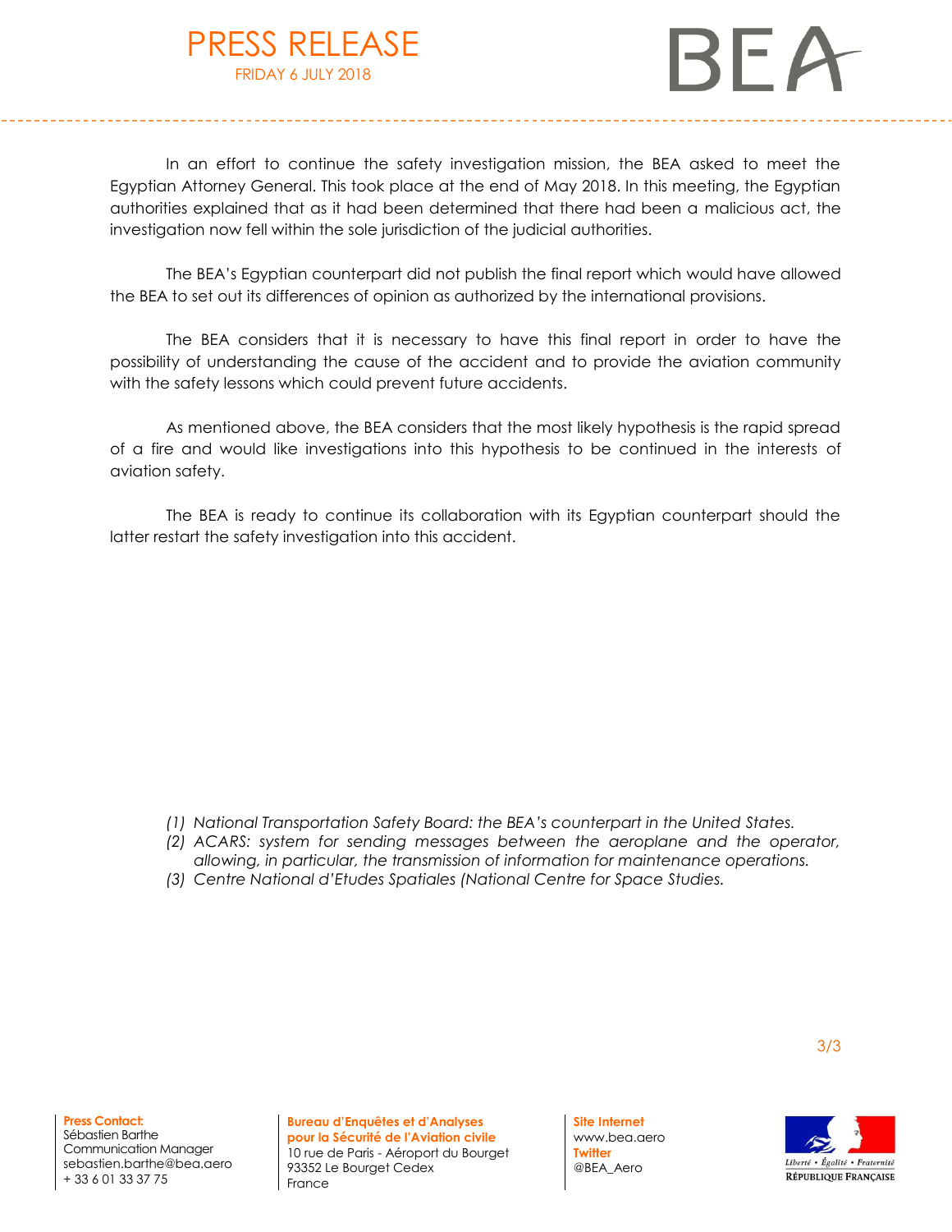In an effort to continue the safety investigation mission, the BEA asked to meet the Egyptian Attorney General. This took place at the end of May 2018. In this meeting, the Egyptian authorities explained that as it had been determined that there had been a malicious act, the investigation now fell within the sole jurisdiction of the judicial authorities.

The BEA's Egyptian counterpart did not publish the final report which would have allowed the BEA to set out its differences of opinion as authorized by the international provisions.

The BEA considers that it is necessary to have this final report in order to have the possibility of understanding the cause of the accident and to provide the aviation community with the safety lessons which could prevent future accidents.

As mentioned above, the BEA considers that the most likely hypothesis is the rapid spread of a fire and would like investigations into this hypothesis to be continued in the interests of aviation safety.

The BEA is ready to continue its collaboration with its Egyptian counterpart should the latter restart the safety investigation into this accident.

1. *National Transportation Safety Board: the BEA's counterpart in the United States.*
2. *ACARS: system for sending messages between the aeroplane and the operator, allowing, in particular, the transmission of information for maintenance operations.*
3. *Centre National d'Etudes Spatiales (National Centre for Space Studies.*

**Press Contact:**
Sébastien Barthe
Communication Manager
sebastien.barthe@bea.aero
+ 33 6 01 33 37 75

**Bureau d'Enquêtes et d'Analyses pour la Sécurité de l'Aviation civile**
10 rue de Paris - Aéroport du Bourget
93352 Le Bourget Cedex
France

**Site Internet**
www.bea.aero
**Twitter**
@BEA_Aero

Liberté • Égalité • Fraternité
RÉPUBLIQUE FRANÇAISE